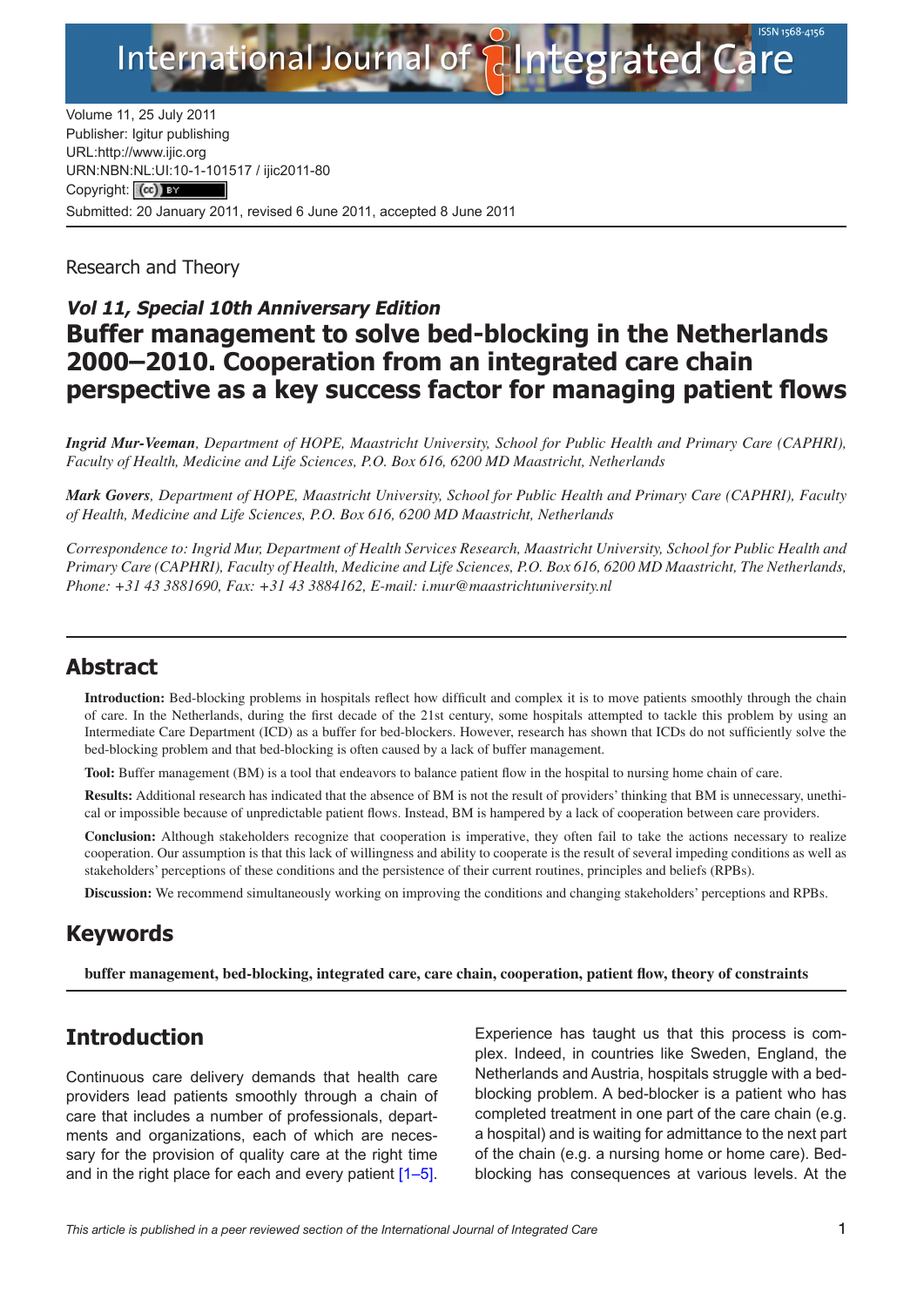Volume 11, 25 July 2011
Publisher: Igitur publishing
URL:http://www.ijic.org
URN:NBN:NL:UI:10-1-101517 / ijic2011-80
Copyright: (cc) BY
Submitted: 20 January 2011, revised 6 June 2011, accepted 8 June 2011

Research and Theory

***Vol 11, Special 10th Anniversary Edition***

# Buffer management to solve bed-blocking in the Netherlands 2000–2010. Cooperation from an integrated care chain perspective as a key success factor for managing patient flows

***Ingrid Mur-Veeman****, Department of HOPE, Maastricht University, School for Public Health and Primary Care (CAPHRI), Faculty of Health, Medicine and Life Sciences, P.O. Box 616, 6200 MD Maastricht, Netherlands*

***Mark Govers****, Department of HOPE, Maastricht University, School for Public Health and Primary Care (CAPHRI), Faculty of Health, Medicine and Life Sciences, P.O. Box 616, 6200 MD Maastricht, Netherlands*

*Correspondence to: Ingrid Mur, Department of Health Services Research, Maastricht University, School for Public Health and Primary Care (CAPHRI), Faculty of Health, Medicine and Life Sciences, P.O. Box 616, 6200 MD Maastricht, The Netherlands, Phone: +31 43 3881690, Fax: +31 43 3884162, E-mail: i.mur@maastrichtuniversity.nl*

## Abstract

**Introduction:** Bed-blocking problems in hospitals reflect how difficult and complex it is to move patients smoothly through the chain of care. In the Netherlands, during the first decade of the 21st century, some hospitals attempted to tackle this problem by using an Intermediate Care Department (ICD) as a buffer for bed-blockers. However, research has shown that ICDs do not sufficiently solve the bed-blocking problem and that bed-blocking is often caused by a lack of buffer management.

**Tool:** Buffer management (BM) is a tool that endeavors to balance patient flow in the hospital to nursing home chain of care.

**Results:** Additional research has indicated that the absence of BM is not the result of providers' thinking that BM is unnecessary, unethical or impossible because of unpredictable patient flows. Instead, BM is hampered by a lack of cooperation between care providers.

**Conclusion:** Although stakeholders recognize that cooperation is imperative, they often fail to take the actions necessary to realize cooperation. Our assumption is that this lack of willingness and ability to cooperate is the result of several impeding conditions as well as stakeholders' perceptions of these conditions and the persistence of their current routines, principles and beliefs (RPBs).

**Discussion:** We recommend simultaneously working on improving the conditions and changing stakeholders' perceptions and RPBs.

## Keywords

**buffer management, bed-blocking, integrated care, care chain, cooperation, patient flow, theory of constraints**

## Introduction

Continuous care delivery demands that health care providers lead patients smoothly through a chain of care that includes a number of professionals, departments and organizations, each of which are necessary for the provision of quality care at the right time and in the right place for each and every patient [1–5]. Experience has taught us that this process is complex. Indeed, in countries like Sweden, England, the Netherlands and Austria, hospitals struggle with a bed-blocking problem. A bed-blocker is a patient who has completed treatment in one part of the care chain (e.g. a hospital) and is waiting for admittance to the next part of the chain (e.g. a nursing home or home care). Bed-blocking has consequences at various levels. At the

*This article is published in a peer reviewed section of the International Journal of Integrated Care*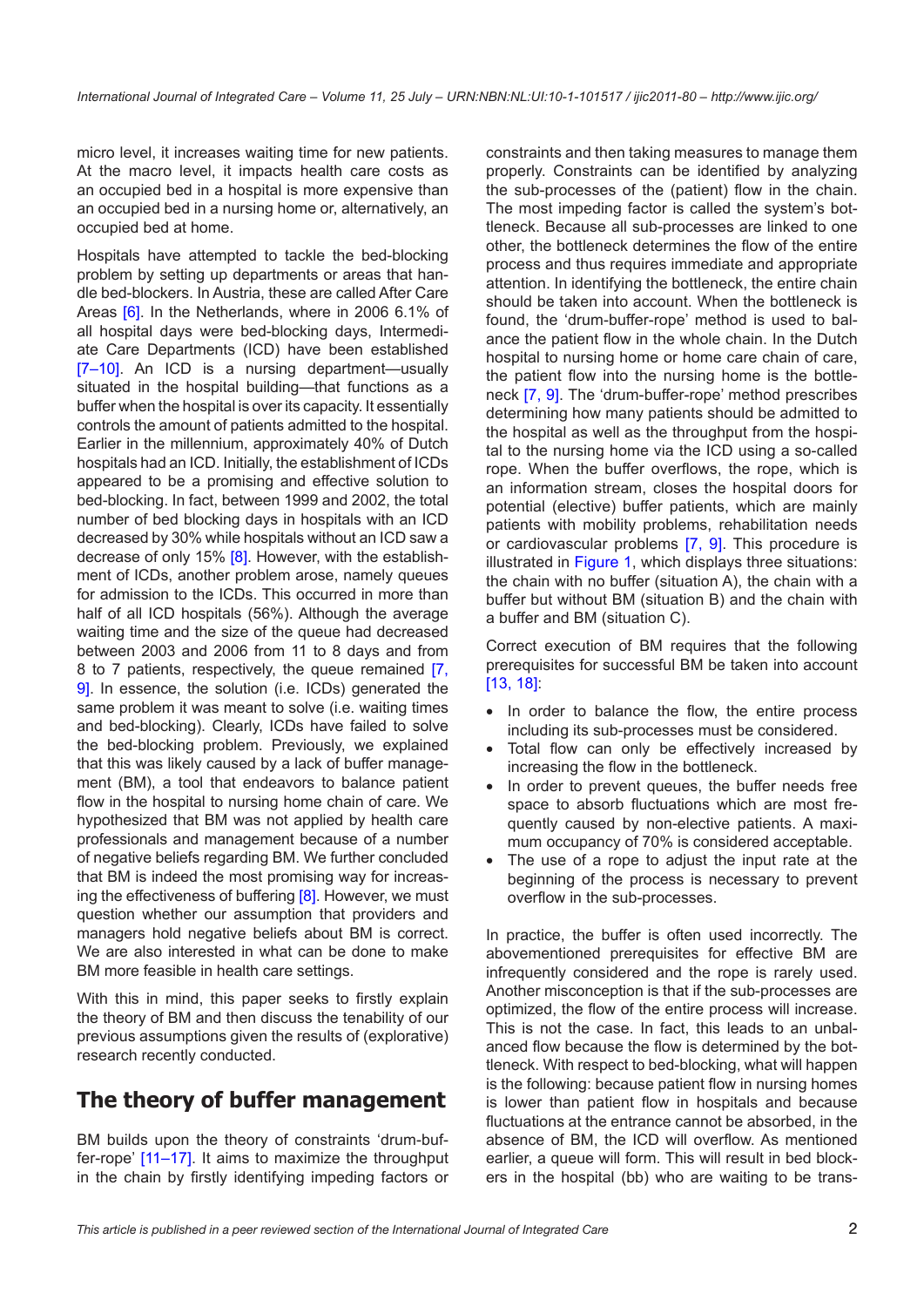micro level, it increases waiting time for new patients. At the macro level, it impacts health care costs as an occupied bed in a hospital is more expensive than an occupied bed in a nursing home or, alternatively, an occupied bed at home.

Hospitals have attempted to tackle the bed-blocking problem by setting up departments or areas that handle bed-blockers. In Austria, these are called After Care Areas [6]. In the Netherlands, where in 2006 6.1% of all hospital days were bed-blocking days, Intermediate Care Departments (ICD) have been established [7–10]. An ICD is a nursing department—usually situated in the hospital building—that functions as a buffer when the hospital is over its capacity. It essentially controls the amount of patients admitted to the hospital. Earlier in the millennium, approximately 40% of Dutch hospitals had an ICD. Initially, the establishment of ICDs appeared to be a promising and effective solution to bed-blocking. In fact, between 1999 and 2002, the total number of bed blocking days in hospitals with an ICD decreased by 30% while hospitals without an ICD saw a decrease of only 15% [8]. However, with the establishment of ICDs, another problem arose, namely queues for admission to the ICDs. This occurred in more than half of all ICD hospitals (56%). Although the average waiting time and the size of the queue had decreased between 2003 and 2006 from 11 to 8 days and from 8 to 7 patients, respectively, the queue remained [7, 9]. In essence, the solution (i.e. ICDs) generated the same problem it was meant to solve (i.e. waiting times and bed-blocking). Clearly, ICDs have failed to solve the bed-blocking problem. Previously, we explained that this was likely caused by a lack of buffer management (BM), a tool that endeavors to balance patient flow in the hospital to nursing home chain of care. We hypothesized that BM was not applied by health care professionals and management because of a number of negative beliefs regarding BM. We further concluded that BM is indeed the most promising way for increasing the effectiveness of buffering [8]. However, we must question whether our assumption that providers and managers hold negative beliefs about BM is correct. We are also interested in what can be done to make BM more feasible in health care settings.

With this in mind, this paper seeks to firstly explain the theory of BM and then discuss the tenability of our previous assumptions given the results of (explorative) research recently conducted.

## The theory of buffer management

BM builds upon the theory of constraints 'drum-buffer-rope' [11–17]. It aims to maximize the throughput in the chain by firstly identifying impeding factors or constraints and then taking measures to manage them properly. Constraints can be identified by analyzing the sub-processes of the (patient) flow in the chain. The most impeding factor is called the system's bottleneck. Because all sub-processes are linked to one other, the bottleneck determines the flow of the entire process and thus requires immediate and appropriate attention. In identifying the bottleneck, the entire chain should be taken into account. When the bottleneck is found, the 'drum-buffer-rope' method is used to balance the patient flow in the whole chain. In the Dutch hospital to nursing home or home care chain of care, the patient flow into the nursing home is the bottleneck [7, 9]. The 'drum-buffer-rope' method prescribes determining how many patients should be admitted to the hospital as well as the throughput from the hospital to the nursing home via the ICD using a so-called rope. When the buffer overflows, the rope, which is an information stream, closes the hospital doors for potential (elective) buffer patients, which are mainly patients with mobility problems, rehabilitation needs or cardiovascular problems [7, 9]. This procedure is illustrated in Figure 1, which displays three situations: the chain with no buffer (situation A), the chain with a buffer but without BM (situation B) and the chain with a buffer and BM (situation C).

Correct execution of BM requires that the following prerequisites for successful BM be taken into account [13, 18]:

- In order to balance the flow, the entire process including its sub-processes must be considered.
- Total flow can only be effectively increased by increasing the flow in the bottleneck.
- In order to prevent queues, the buffer needs free space to absorb fluctuations which are most frequently caused by non-elective patients. A maximum occupancy of 70% is considered acceptable.
- The use of a rope to adjust the input rate at the beginning of the process is necessary to prevent overflow in the sub-processes.

In practice, the buffer is often used incorrectly. The abovementioned prerequisites for effective BM are infrequently considered and the rope is rarely used. Another misconception is that if the sub-processes are optimized, the flow of the entire process will increase. This is not the case. In fact, this leads to an unbalanced flow because the flow is determined by the bottleneck. With respect to bed-blocking, what will happen is the following: because patient flow in nursing homes is lower than patient flow in hospitals and because fluctuations at the entrance cannot be absorbed, in the absence of BM, the ICD will overflow. As mentioned earlier, a queue will form. This will result in bed blockers in the hospital (bb) who are waiting to be trans-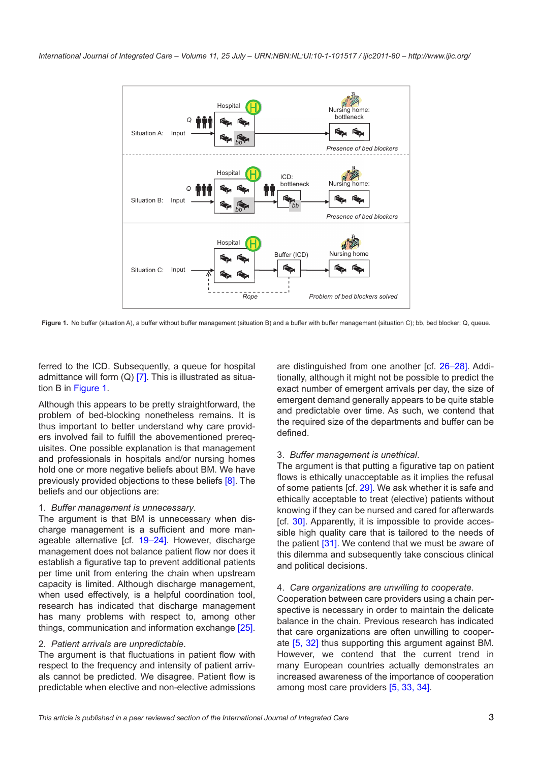Figure 1. No buffer (situation A), a buffer without buffer management (situation B) and a buffer with buffer management (situation C); bb, bed blocker; Q, queue.

ferred to the ICD. Subsequently, a queue for hospital admittance will form (Q) [7]. This is illustrated as situation B in Figure 1.

Although this appears to be pretty straightforward, the problem of bed-blocking nonetheless remains. It is thus important to better understand why care providers involved fail to fulfill the abovementioned prerequisites. One possible explanation is that management and professionals in hospitals and/or nursing homes hold one or more negative beliefs about BM. We have previously provided objections to these beliefs [8]. The beliefs and our objections are:

1. *Buffer management is unnecessary*.
The argument is that BM is unnecessary when discharge management is a sufficient and more manageable alternative [cf. 19–24]. However, discharge management does not balance patient flow nor does it establish a figurative tap to prevent additional patients per time unit from entering the chain when upstream capacity is limited. Although discharge management, when used effectively, is a helpful coordination tool, research has indicated that discharge management has many problems with respect to, among other things, communication and information exchange [25].

2. *Patient arrivals are unpredictable*.
The argument is that fluctuations in patient flow with respect to the frequency and intensity of patient arrivals cannot be predicted. We disagree. Patient flow is predictable when elective and non-elective admissions are distinguished from one another [cf. 26–28]. Additionally, although it might not be possible to predict the exact number of emergent arrivals per day, the size of emergent demand generally appears to be quite stable and predictable over time. As such, we contend that the required size of the departments and buffer can be defined.

3. *Buffer management is unethical*.
The argument is that putting a figurative tap on patient flows is ethically unacceptable as it implies the refusal of some patients [cf. 29]. We ask whether it is safe and ethically acceptable to treat (elective) patients without knowing if they can be nursed and cared for afterwards [cf. 30]. Apparently, it is impossible to provide accessible high quality care that is tailored to the needs of the patient [31]. We contend that we must be aware of this dilemma and subsequently take conscious clinical and political decisions.

4. *Care organizations are unwilling to cooperate*.
Cooperation between care providers using a chain perspective is necessary in order to maintain the delicate balance in the chain. Previous research has indicated that care organizations are often unwilling to cooperate [5, 32] thus supporting this argument against BM. However, we contend that the current trend in many European countries actually demonstrates an increased awareness of the importance of cooperation among most care providers [5, 33, 34].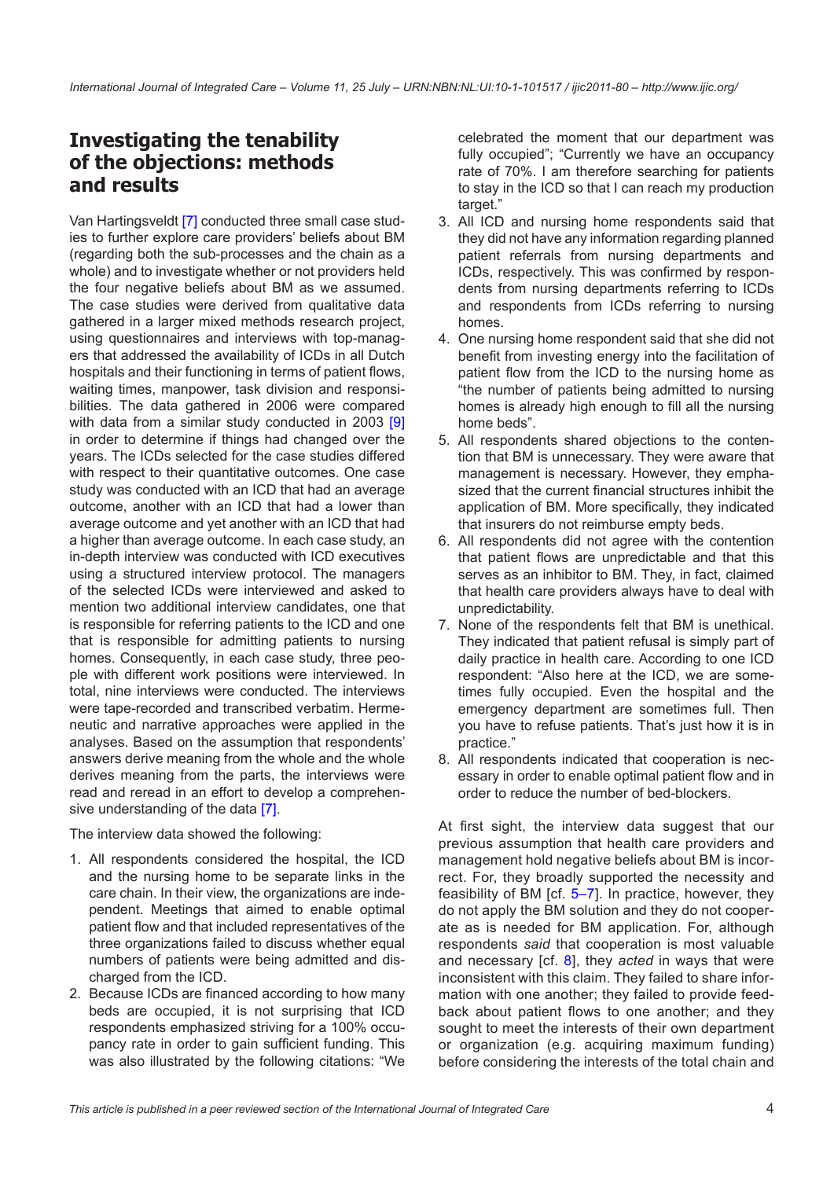## Investigating the tenability of the objections: methods and results

Van Hartingsveldt [7] conducted three small case studies to further explore care providers' beliefs about BM (regarding both the sub-processes and the chain as a whole) and to investigate whether or not providers held the four negative beliefs about BM as we assumed. The case studies were derived from qualitative data gathered in a larger mixed methods research project, using questionnaires and interviews with top-managers that addressed the availability of ICDs in all Dutch hospitals and their functioning in terms of patient flows, waiting times, manpower, task division and responsibilities. The data gathered in 2006 were compared with data from a similar study conducted in 2003 [9] in order to determine if things had changed over the years. The ICDs selected for the case studies differed with respect to their quantitative outcomes. One case study was conducted with an ICD that had an average outcome, another with an ICD that had a lower than average outcome and yet another with an ICD that had a higher than average outcome. In each case study, an in-depth interview was conducted with ICD executives using a structured interview protocol. The managers of the selected ICDs were interviewed and asked to mention two additional interview candidates, one that is responsible for referring patients to the ICD and one that is responsible for admitting patients to nursing homes. Consequently, in each case study, three people with different work positions were interviewed. In total, nine interviews were conducted. The interviews were tape-recorded and transcribed verbatim. Hermeneutic and narrative approaches were applied in the analyses. Based on the assumption that respondents' answers derive meaning from the whole and the whole derives meaning from the parts, the interviews were read and reread in an effort to develop a comprehensive understanding of the data [7].

The interview data showed the following:

1. All respondents considered the hospital, the ICD and the nursing home to be separate links in the care chain. In their view, the organizations are independent. Meetings that aimed to enable optimal patient flow and that included representatives of the three organizations failed to discuss whether equal numbers of patients were being admitted and discharged from the ICD.
2. Because ICDs are financed according to how many beds are occupied, it is not surprising that ICD respondents emphasized striving for a 100% occupancy rate in order to gain sufficient funding. This was also illustrated by the following citations: "We celebrated the moment that our department was fully occupied"; "Currently we have an occupancy rate of 70%. I am therefore searching for patients to stay in the ICD so that I can reach my production target."
3. All ICD and nursing home respondents said that they did not have any information regarding planned patient referrals from nursing departments and ICDs, respectively. This was confirmed by respondents from nursing departments referring to ICDs and respondents from ICDs referring to nursing homes.
4. One nursing home respondent said that she did not benefit from investing energy into the facilitation of patient flow from the ICD to the nursing home as "the number of patients being admitted to nursing homes is already high enough to fill all the nursing home beds".
5. All respondents shared objections to the contention that BM is unnecessary. They were aware that management is necessary. However, they emphasized that the current financial structures inhibit the application of BM. More specifically, they indicated that insurers do not reimburse empty beds.
6. All respondents did not agree with the contention that patient flows are unpredictable and that this serves as an inhibitor to BM. They, in fact, claimed that health care providers always have to deal with unpredictability.
7. None of the respondents felt that BM is unethical. They indicated that patient refusal is simply part of daily practice in health care. According to one ICD respondent: "Also here at the ICD, we are sometimes fully occupied. Even the hospital and the emergency department are sometimes full. Then you have to refuse patients. That's just how it is in practice."
8. All respondents indicated that cooperation is necessary in order to enable optimal patient flow and in order to reduce the number of bed-blockers.

At first sight, the interview data suggest that our previous assumption that health care providers and management hold negative beliefs about BM is incorrect. For, they broadly supported the necessity and feasibility of BM [cf. 5–7]. In practice, however, they do not apply the BM solution and they do not cooperate as is needed for BM application. For, although respondents *said* that cooperation is most valuable and necessary [cf. 8], they *acted* in ways that were inconsistent with this claim. They failed to share information with one another; they failed to provide feedback about patient flows to one another; and they sought to meet the interests of their own department or organization (e.g. acquiring maximum funding) before considering the interests of the total chain and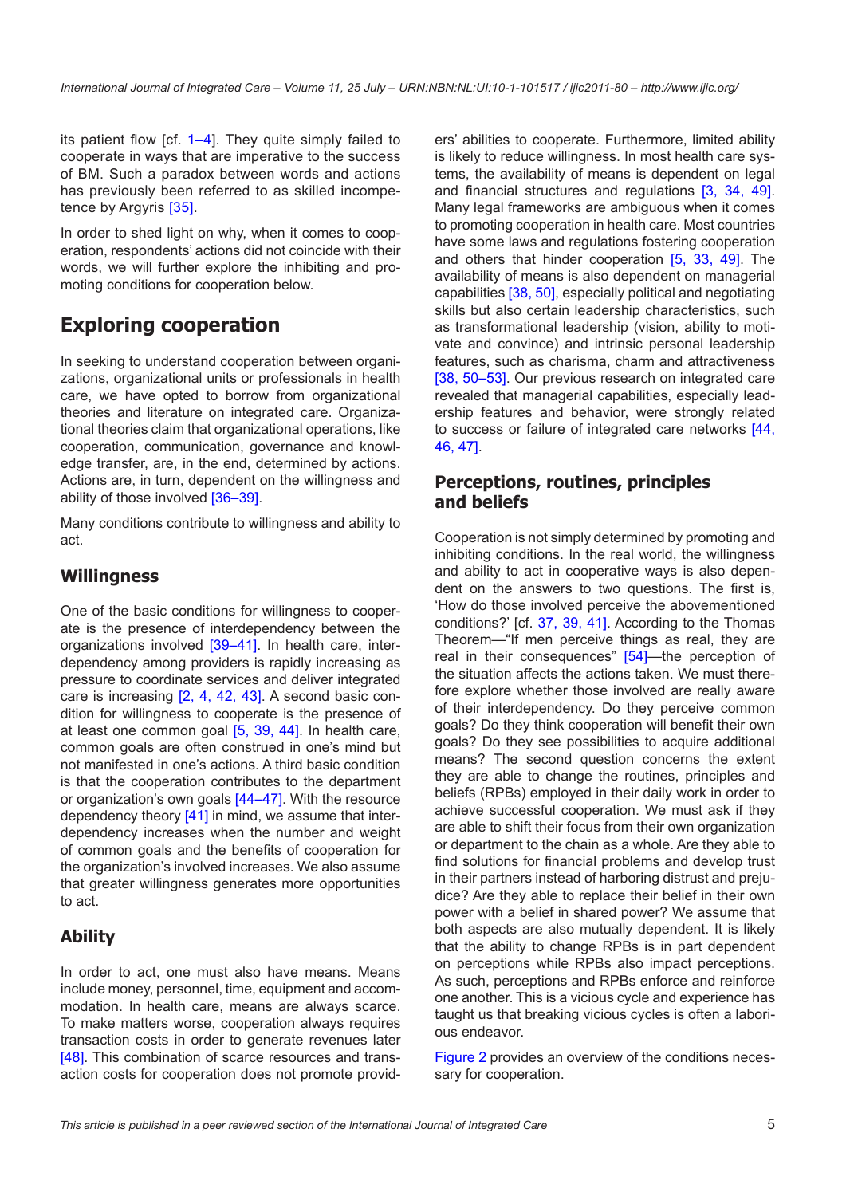its patient flow [cf. 1–4]. They quite simply failed to cooperate in ways that are imperative to the success of BM. Such a paradox between words and actions has previously been referred to as skilled incompetence by Argyris [35].

In order to shed light on why, when it comes to cooperation, respondents' actions did not coincide with their words, we will further explore the inhibiting and promoting conditions for cooperation below.

## Exploring cooperation

In seeking to understand cooperation between organizations, organizational units or professionals in health care, we have opted to borrow from organizational theories and literature on integrated care. Organizational theories claim that organizational operations, like cooperation, communication, governance and knowledge transfer, are, in the end, determined by actions. Actions are, in turn, dependent on the willingness and ability of those involved [36–39].

Many conditions contribute to willingness and ability to act.

### Willingness

One of the basic conditions for willingness to cooperate is the presence of interdependency between the organizations involved [39–41]. In health care, interdependency among providers is rapidly increasing as pressure to coordinate services and deliver integrated care is increasing [2, 4, 42, 43]. A second basic condition for willingness to cooperate is the presence of at least one common goal [5, 39, 44]. In health care, common goals are often construed in one's mind but not manifested in one's actions. A third basic condition is that the cooperation contributes to the department or organization's own goals [44–47]. With the resource dependency theory [41] in mind, we assume that interdependency increases when the number and weight of common goals and the benefits of cooperation for the organization's involved increases. We also assume that greater willingness generates more opportunities to act.

### Ability

In order to act, one must also have means. Means include money, personnel, time, equipment and accommodation. In health care, means are always scarce. To make matters worse, cooperation always requires transaction costs in order to generate revenues later [48]. This combination of scarce resources and transaction costs for cooperation does not promote providers' abilities to cooperate. Furthermore, limited ability is likely to reduce willingness. In most health care systems, the availability of means is dependent on legal and financial structures and regulations [3, 34, 49]. Many legal frameworks are ambiguous when it comes to promoting cooperation in health care. Most countries have some laws and regulations fostering cooperation and others that hinder cooperation [5, 33, 49]. The availability of means is also dependent on managerial capabilities [38, 50], especially political and negotiating skills but also certain leadership characteristics, such as transformational leadership (vision, ability to motivate and convince) and intrinsic personal leadership features, such as charisma, charm and attractiveness [38, 50–53]. Our previous research on integrated care revealed that managerial capabilities, especially leadership features and behavior, were strongly related to success or failure of integrated care networks [44, 46, 47].

### Perceptions, routines, principles and beliefs

Cooperation is not simply determined by promoting and inhibiting conditions. In the real world, the willingness and ability to act in cooperative ways is also dependent on the answers to two questions. The first is, 'How do those involved perceive the abovementioned conditions?' [cf. 37, 39, 41]. According to the Thomas Theorem—"If men perceive things as real, they are real in their consequences" [54]—the perception of the situation affects the actions taken. We must therefore explore whether those involved are really aware of their interdependency. Do they perceive common goals? Do they think cooperation will benefit their own goals? Do they see possibilities to acquire additional means? The second question concerns the extent they are able to change the routines, principles and beliefs (RPBs) employed in their daily work in order to achieve successful cooperation. We must ask if they are able to shift their focus from their own organization or department to the chain as a whole. Are they able to find solutions for financial problems and develop trust in their partners instead of harboring distrust and prejudice? Are they able to replace their belief in their own power with a belief in shared power? We assume that both aspects are also mutually dependent. It is likely that the ability to change RPBs is in part dependent on perceptions while RPBs also impact perceptions. As such, perceptions and RPBs enforce and reinforce one another. This is a vicious cycle and experience has taught us that breaking vicious cycles is often a laborious endeavor.

Figure 2 provides an overview of the conditions necessary for cooperation.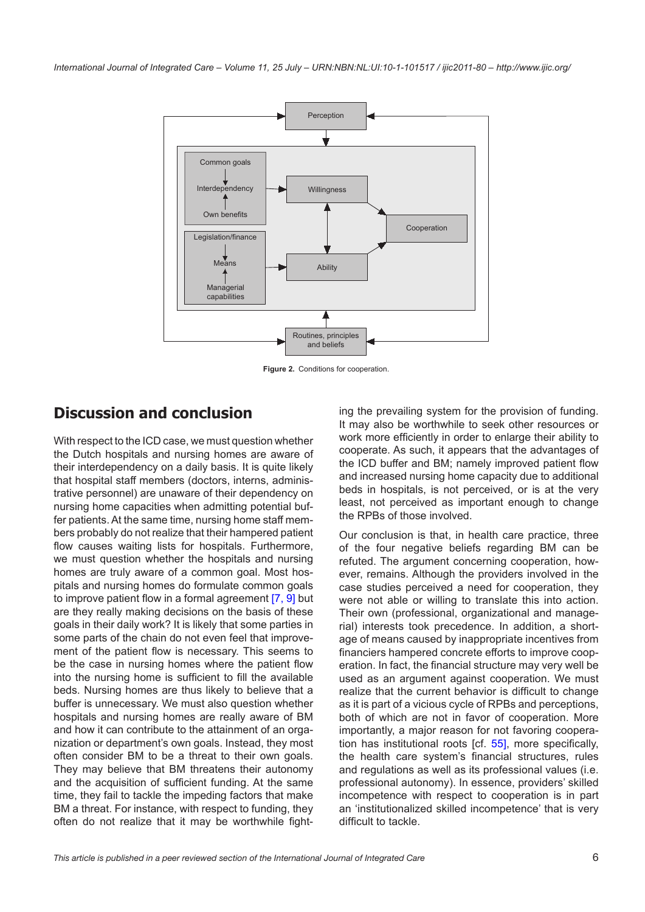Figure 2. Conditions for cooperation.

## Discussion and conclusion

With respect to the ICD case, we must question whether the Dutch hospitals and nursing homes are aware of their interdependency on a daily basis. It is quite likely that hospital staff members (doctors, interns, administrative personnel) are unaware of their dependency on nursing home capacities when admitting potential buffer patients. At the same time, nursing home staff members probably do not realize that their hampered patient flow causes waiting lists for hospitals. Furthermore, we must question whether the hospitals and nursing homes are truly aware of a common goal. Most hospitals and nursing homes do formulate common goals to improve patient flow in a formal agreement [7, 9] but are they really making decisions on the basis of these goals in their daily work? It is likely that some parties in some parts of the chain do not even feel that improvement of the patient flow is necessary. This seems to be the case in nursing homes where the patient flow into the nursing home is sufficient to fill the available beds. Nursing homes are thus likely to believe that a buffer is unnecessary. We must also question whether hospitals and nursing homes are really aware of BM and how it can contribute to the attainment of an organization or department's own goals. Instead, they most often consider BM to be a threat to their own goals. They may believe that BM threatens their autonomy and the acquisition of sufficient funding. At the same time, they fail to tackle the impeding factors that make BM a threat. For instance, with respect to funding, they often do not realize that it may be worthwhile fighting the prevailing system for the provision of funding. It may also be worthwhile to seek other resources or work more efficiently in order to enlarge their ability to cooperate. As such, it appears that the advantages of the ICD buffer and BM; namely improved patient flow and increased nursing home capacity due to additional beds in hospitals, is not perceived, or is at the very least, not perceived as important enough to change the RPBs of those involved.

Our conclusion is that, in health care practice, three of the four negative beliefs regarding BM can be refuted. The argument concerning cooperation, however, remains. Although the providers involved in the case studies perceived a need for cooperation, they were not able or willing to translate this into action. Their own (professional, organizational and managerial) interests took precedence. In addition, a shortage of means caused by inappropriate incentives from financiers hampered concrete efforts to improve cooperation. In fact, the financial structure may very well be used as an argument against cooperation. We must realize that the current behavior is difficult to change as it is part of a vicious cycle of RPBs and perceptions, both of which are not in favor of cooperation. More importantly, a major reason for not favoring cooperation has institutional roots [cf. 55], more specifically, the health care system's financial structures, rules and regulations as well as its professional values (i.e. professional autonomy). In essence, providers' skilled incompetence with respect to cooperation is in part an 'institutionalized skilled incompetence' that is very difficult to tackle.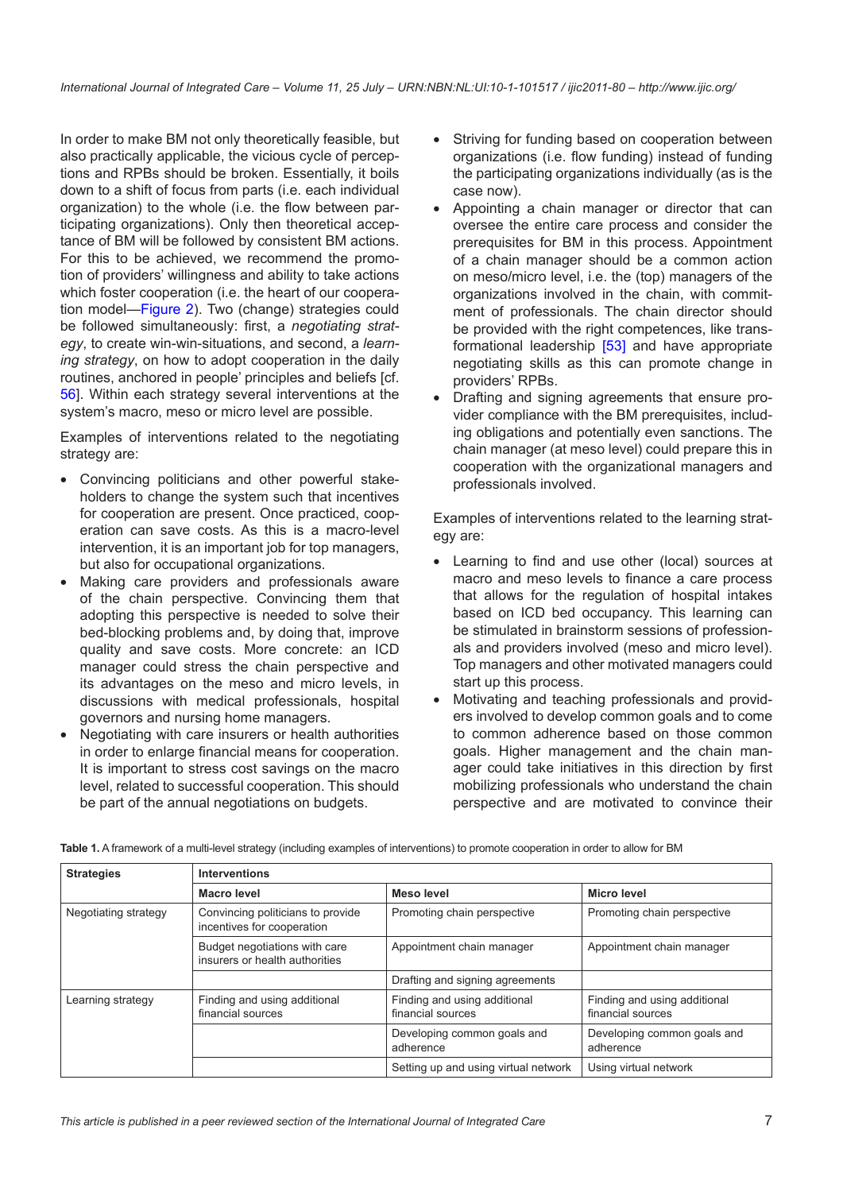In order to make BM not only theoretically feasible, but also practically applicable, the vicious cycle of perceptions and RPBs should be broken. Essentially, it boils down to a shift of focus from parts (i.e. each individual organization) to the whole (i.e. the flow between participating organizations). Only then theoretical acceptance of BM will be followed by consistent BM actions. For this to be achieved, we recommend the promotion of providers' willingness and ability to take actions which foster cooperation (i.e. the heart of our cooperation model—Figure 2). Two (change) strategies could be followed simultaneously: first, a *negotiating strategy*, to create win-win-situations, and second, a *learning strategy*, on how to adopt cooperation in the daily routines, anchored in people' principles and beliefs [cf. 56]. Within each strategy several interventions at the system's macro, meso or micro level are possible.

Examples of interventions related to the negotiating strategy are:

- Convincing politicians and other powerful stakeholders to change the system such that incentives for cooperation are present. Once practiced, cooperation can save costs. As this is a macro-level intervention, it is an important job for top managers, but also for occupational organizations.
- Making care providers and professionals aware of the chain perspective. Convincing them that adopting this perspective is needed to solve their bed-blocking problems and, by doing that, improve quality and save costs. More concrete: an ICD manager could stress the chain perspective and its advantages on the meso and micro levels, in discussions with medical professionals, hospital governors and nursing home managers.
- Negotiating with care insurers or health authorities in order to enlarge financial means for cooperation. It is important to stress cost savings on the macro level, related to successful cooperation. This should be part of the annual negotiations on budgets.
- Striving for funding based on cooperation between organizations (i.e. flow funding) instead of funding the participating organizations individually (as is the case now).
- Appointing a chain manager or director that can oversee the entire care process and consider the prerequisites for BM in this process. Appointment of a chain manager should be a common action on meso/micro level, i.e. the (top) managers of the organizations involved in the chain, with commitment of professionals. The chain director should be provided with the right competences, like transformational leadership [53] and have appropriate negotiating skills as this can promote change in providers' RPBs.
- Drafting and signing agreements that ensure provider compliance with the BM prerequisites, including obligations and potentially even sanctions. The chain manager (at meso level) could prepare this in cooperation with the organizational managers and professionals involved.

Examples of interventions related to the learning strategy are:

- Learning to find and use other (local) sources at macro and meso levels to finance a care process that allows for the regulation of hospital intakes based on ICD bed occupancy. This learning can be stimulated in brainstorm sessions of professionals and providers involved (meso and micro level). Top managers and other motivated managers could start up this process.
- Motivating and teaching professionals and providers involved to develop common goals and to come to common adherence based on those common goals. Higher management and the chain manager could take initiatives in this direction by first mobilizing professionals who understand the chain perspective and are motivated to convince their

**Table 1.** A framework of a multi-level strategy (including examples of interventions) to promote cooperation in order to allow for BM

| Strategies | Interventions | | |
|---|---|---|---|
| | **Macro level** | **Meso level** | **Micro level** |
| Negotiating strategy | Convincing politicians to provide incentives for cooperation | Promoting chain perspective | Promoting chain perspective |
| | Budget negotiations with care insurers or health authorities | Appointment chain manager | Appointment chain manager |
| | | Drafting and signing agreements | |
| Learning strategy | Finding and using additional financial sources | Finding and using additional financial sources | Finding and using additional financial sources |
| | | Developing common goals and adherence | Developing common goals and adherence |
| | | Setting up and using virtual network | Using virtual network |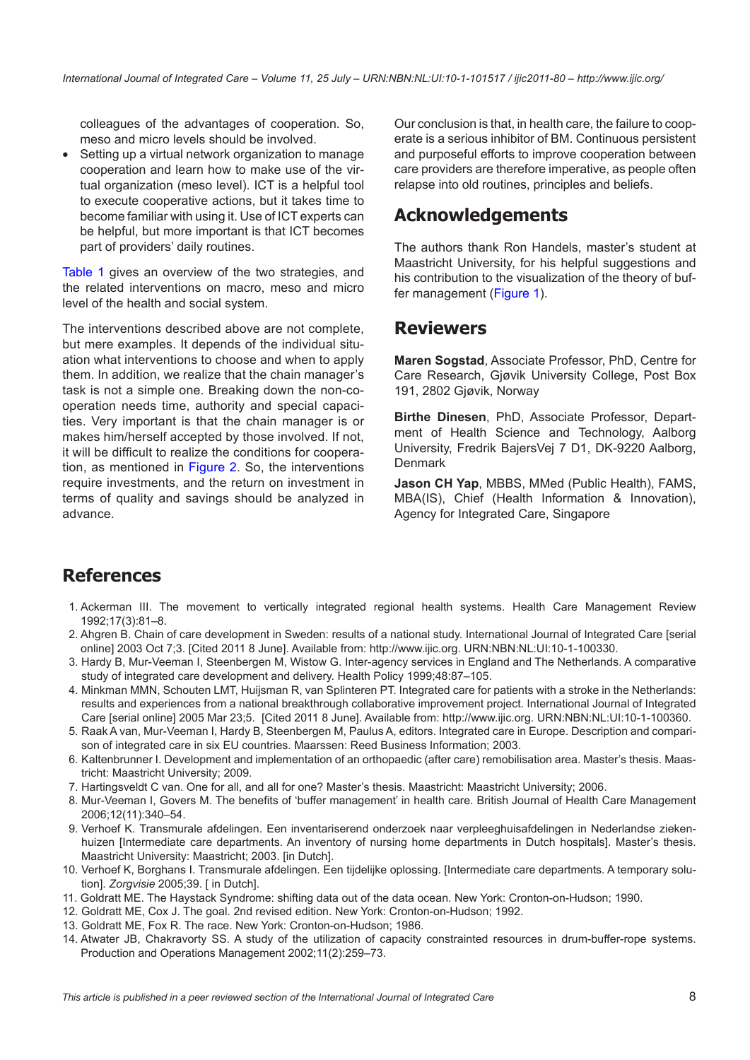colleagues of the advantages of cooperation. So, meso and micro levels should be involved.

- Setting up a virtual network organization to manage cooperation and learn how to make use of the virtual organization (meso level). ICT is a helpful tool to execute cooperative actions, but it takes time to become familiar with using it. Use of ICT experts can be helpful, but more important is that ICT becomes part of providers' daily routines.

Table 1 gives an overview of the two strategies, and the related interventions on macro, meso and micro level of the health and social system.

The interventions described above are not complete, but mere examples. It depends of the individual situation what interventions to choose and when to apply them. In addition, we realize that the chain manager's task is not a simple one. Breaking down the non-cooperation needs time, authority and special capacities. Very important is that the chain manager is or makes him/herself accepted by those involved. If not, it will be difficult to realize the conditions for cooperation, as mentioned in Figure 2. So, the interventions require investments, and the return on investment in terms of quality and savings should be analyzed in advance.

Our conclusion is that, in health care, the failure to cooperate is a serious inhibitor of BM. Continuous persistent and purposeful efforts to improve cooperation between care providers are therefore imperative, as people often relapse into old routines, principles and beliefs.

## Acknowledgements

The authors thank Ron Handels, master's student at Maastricht University, for his helpful suggestions and his contribution to the visualization of the theory of buffer management (Figure 1).

## Reviewers

**Maren Sogstad**, Associate Professor, PhD, Centre for Care Research, Gjøvik University College, Post Box 191, 2802 Gjøvik, Norway

**Birthe Dinesen**, PhD, Associate Professor, Department of Health Science and Technology, Aalborg University, Fredrik BajersVej 7 D1, DK-9220 Aalborg, Denmark

**Jason CH Yap**, MBBS, MMed (Public Health), FAMS, MBA(IS), Chief (Health Information & Innovation), Agency for Integrated Care, Singapore

## References

1. Ackerman III. The movement to vertically integrated regional health systems. Health Care Management Review 1992;17(3):81–8.
2. Ahgren B. Chain of care development in Sweden: results of a national study. International Journal of Integrated Care [serial online] 2003 Oct 7;3. [Cited 2011 8 June]. Available from: http://www.ijic.org. URN:NBN:NL:UI:10-1-100330.
3. Hardy B, Mur-Veeman I, Steenbergen M, Wistow G. Inter-agency services in England and The Netherlands. A comparative study of integrated care development and delivery. Health Policy 1999;48:87–105.
4. Minkman MMN, Schouten LMT, Huijsman R, van Splinteren PT. Integrated care for patients with a stroke in the Netherlands: results and experiences from a national breakthrough collaborative improvement project. International Journal of Integrated Care [serial online] 2005 Mar 23;5. [Cited 2011 8 June]. Available from: http://www.ijic.org. URN:NBN:NL:UI:10-1-100360.
5. Raak A van, Mur-Veeman I, Hardy B, Steenbergen M, Paulus A, editors. Integrated care in Europe. Description and comparison of integrated care in six EU countries. Maarssen: Reed Business Information; 2003.
6. Kaltenbrunner I. Development and implementation of an orthopaedic (after care) remobilisation area. Master's thesis. Maastricht: Maastricht University; 2009.
7. Hartingsveldt C van. One for all, and all for one? Master's thesis. Maastricht: Maastricht University; 2006.
8. Mur-Veeman I, Govers M. The benefits of 'buffer management' in health care. British Journal of Health Care Management 2006;12(11):340–54.
9. Verhoef K. Transmurale afdelingen. Een inventariserend onderzoek naar verpleeghuisafdelingen in Nederlandse ziekenhuizen [Intermediate care departments. An inventory of nursing home departments in Dutch hospitals]. Master's thesis. Maastricht University: Maastricht; 2003. [in Dutch].
10. Verhoef K, Borghans I. Transmurale afdelingen. Een tijdelijke oplossing. [Intermediate care departments. A temporary solution]. *Zorgvisie* 2005;39. [ in Dutch].
11. Goldratt ME. The Haystack Syndrome: shifting data out of the data ocean. New York: Cronton-on-Hudson; 1990.
12. Goldratt ME, Cox J. The goal. 2nd revised edition. New York: Cronton-on-Hudson; 1992.
13. Goldratt ME, Fox R. The race. New York: Cronton-on-Hudson; 1986.
14. Atwater JB, Chakravorty SS. A study of the utilization of capacity constrainted resources in drum-buffer-rope systems. Production and Operations Management 2002;11(2):259–73.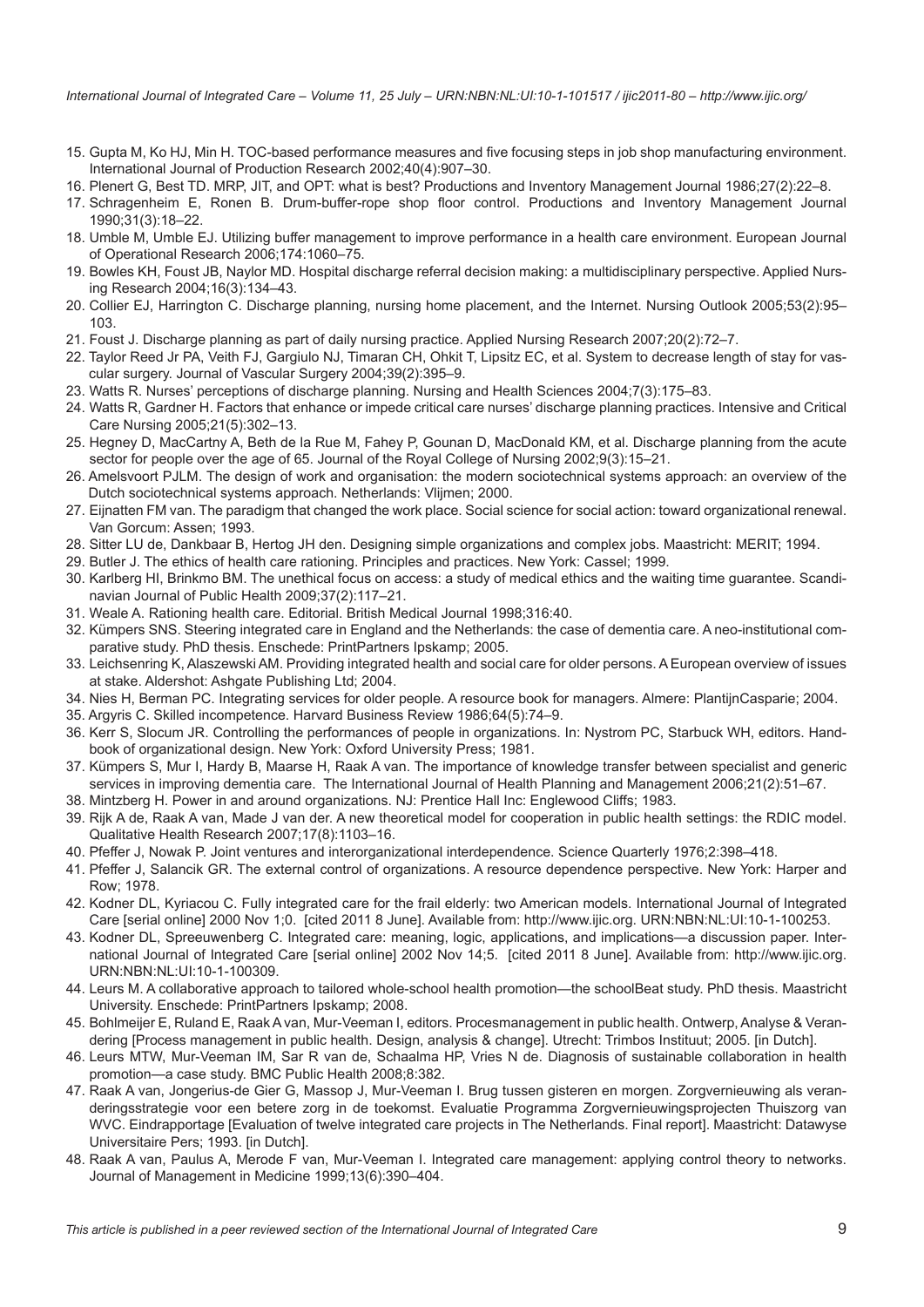15. Gupta M, Ko HJ, Min H. TOC-based performance measures and five focusing steps in job shop manufacturing environment. International Journal of Production Research 2002;40(4):907–30.
16. Plenert G, Best TD. MRP, JIT, and OPT: what is best? Productions and Inventory Management Journal 1986;27(2):22–8.
17. Schragenheim E, Ronen B. Drum-buffer-rope shop floor control. Productions and Inventory Management Journal 1990;31(3):18–22.
18. Umble M, Umble EJ. Utilizing buffer management to improve performance in a health care environment. European Journal of Operational Research 2006;174:1060–75.
19. Bowles KH, Foust JB, Naylor MD. Hospital discharge referral decision making: a multidisciplinary perspective. Applied Nursing Research 2004;16(3):134–43.
20. Collier EJ, Harrington C. Discharge planning, nursing home placement, and the Internet. Nursing Outlook 2005;53(2):95–103.
21. Foust J. Discharge planning as part of daily nursing practice. Applied Nursing Research 2007;20(2):72–7.
22. Taylor Reed Jr PA, Veith FJ, Gargiulo NJ, Timaran CH, Ohkit T, Lipsitz EC, et al. System to decrease length of stay for vascular surgery. Journal of Vascular Surgery 2004;39(2):395–9.
23. Watts R. Nurses' perceptions of discharge planning. Nursing and Health Sciences 2004;7(3):175–83.
24. Watts R, Gardner H. Factors that enhance or impede critical care nurses' discharge planning practices. Intensive and Critical Care Nursing 2005;21(5):302–13.
25. Hegney D, MacCartny A, Beth de la Rue M, Fahey P, Gounan D, MacDonald KM, et al. Discharge planning from the acute sector for people over the age of 65. Journal of the Royal College of Nursing 2002;9(3):15–21.
26. Amelsvoort PJLM. The design of work and organisation: the modern sociotechnical systems approach: an overview of the Dutch sociotechnical systems approach. Netherlands: Vlijmen; 2000.
27. Eijnatten FM van. The paradigm that changed the work place. Social science for social action: toward organizational renewal. Van Gorcum: Assen; 1993.
28. Sitter LU de, Dankbaar B, Hertog JH den. Designing simple organizations and complex jobs. Maastricht: MERIT; 1994.
29. Butler J. The ethics of health care rationing. Principles and practices. New York: Cassel; 1999.
30. Karlberg HI, Brinkmo BM. The unethical focus on access: a study of medical ethics and the waiting time guarantee. Scandinavian Journal of Public Health 2009;37(2):117–21.
31. Weale A. Rationing health care. Editorial. British Medical Journal 1998;316:40.
32. Kümpers SNS. Steering integrated care in England and the Netherlands: the case of dementia care. A neo-institutional comparative study. PhD thesis. Enschede: PrintPartners Ipskamp; 2005.
33. Leichsenring K, Alaszewski AM. Providing integrated health and social care for older persons. A European overview of issues at stake. Aldershot: Ashgate Publishing Ltd; 2004.
34. Nies H, Berman PC. Integrating services for older people. A resource book for managers. Almere: PlantijnCasparie; 2004.
35. Argyris C. Skilled incompetence. Harvard Business Review 1986;64(5):74–9.
36. Kerr S, Slocum JR. Controlling the performances of people in organizations. In: Nystrom PC, Starbuck WH, editors. Handbook of organizational design. New York: Oxford University Press; 1981.
37. Kümpers S, Mur I, Hardy B, Maarse H, Raak A van. The importance of knowledge transfer between specialist and generic services in improving dementia care. The International Journal of Health Planning and Management 2006;21(2):51–67.
38. Mintzberg H. Power in and around organizations. NJ: Prentice Hall Inc: Englewood Cliffs; 1983.
39. Rijk A de, Raak A van, Made J van der. A new theoretical model for cooperation in public health settings: the RDIC model. Qualitative Health Research 2007;17(8):1103–16.
40. Pfeffer J, Nowak P. Joint ventures and interorganizational interdependence. Science Quarterly 1976;2:398–418.
41. Pfeffer J, Salancik GR. The external control of organizations. A resource dependence perspective. New York: Harper and Row; 1978.
42. Kodner DL, Kyriacou C. Fully integrated care for the frail elderly: two American models. International Journal of Integrated Care [serial online] 2000 Nov 1;0. [cited 2011 8 June]. Available from: http://www.ijic.org. URN:NBN:NL:UI:10-1-100253.
43. Kodner DL, Spreeuwenberg C. Integrated care: meaning, logic, applications, and implications—a discussion paper. International Journal of Integrated Care [serial online] 2002 Nov 14;5. [cited 2011 8 June]. Available from: http://www.ijic.org. URN:NBN:NL:UI:10-1-100309.
44. Leurs M. A collaborative approach to tailored whole-school health promotion—the schoolBeat study. PhD thesis. Maastricht University. Enschede: PrintPartners Ipskamp; 2008.
45. Bohlmeijer E, Ruland E, Raak A van, Mur-Veeman I, editors. Procesmanagement in public health. Ontwerp, Analyse & Verandering [Process management in public health. Design, analysis & change]. Utrecht: Trimbos Instituut; 2005. [in Dutch].
46. Leurs MTW, Mur-Veeman IM, Sar R van de, Schaalma HP, Vries N de. Diagnosis of sustainable collaboration in health promotion—a case study. BMC Public Health 2008;8:382.
47. Raak A van, Jongerius-de Gier G, Massop J, Mur-Veeman I. Brug tussen gisteren en morgen. Zorgvernieuwing als veranderingsstrategie voor een betere zorg in de toekomst. Evaluatie Programma Zorgvernieuwingsprojecten Thuiszorg van WVC. Eindrapportage [Evaluation of twelve integrated care projects in The Netherlands. Final report]. Maastricht: Datawyse Universitaire Pers; 1993. [in Dutch].
48. Raak A van, Paulus A, Merode F van, Mur-Veeman I. Integrated care management: applying control theory to networks. Journal of Management in Medicine 1999;13(6):390–404.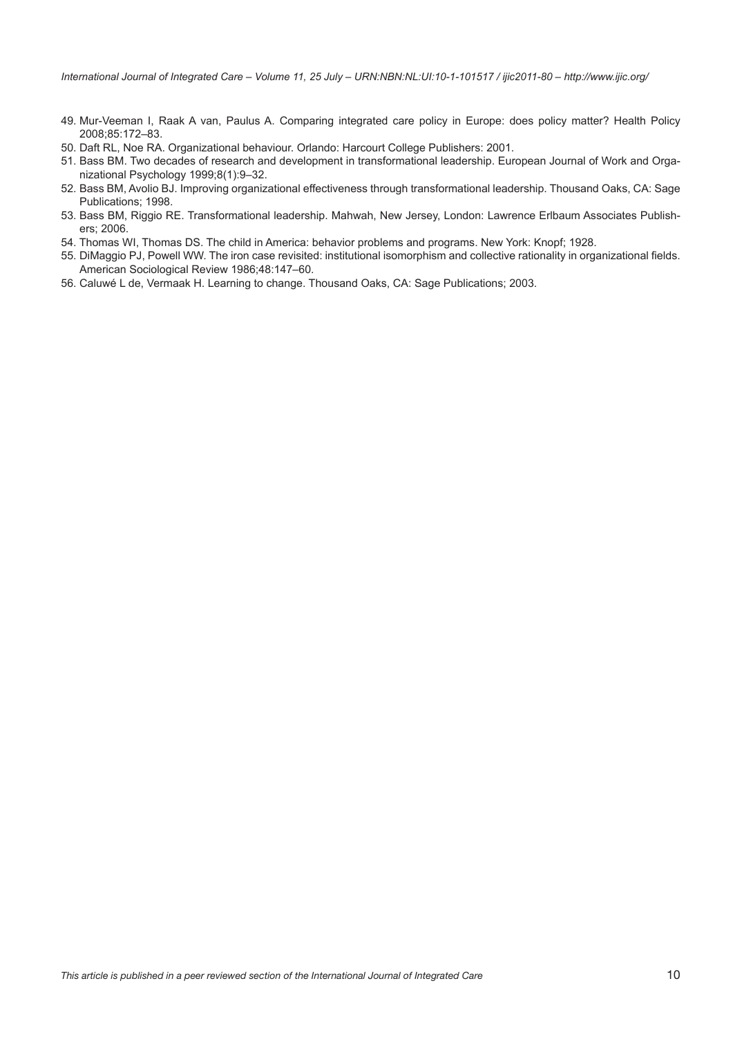49. Mur-Veeman I, Raak A van, Paulus A. Comparing integrated care policy in Europe: does policy matter? Health Policy 2008;85:172–83.
50. Daft RL, Noe RA. Organizational behaviour. Orlando: Harcourt College Publishers: 2001.
51. Bass BM. Two decades of research and development in transformational leadership. European Journal of Work and Organizational Psychology 1999;8(1):9–32.
52. Bass BM, Avolio BJ. Improving organizational effectiveness through transformational leadership. Thousand Oaks, CA: Sage Publications; 1998.
53. Bass BM, Riggio RE. Transformational leadership. Mahwah, New Jersey, London: Lawrence Erlbaum Associates Publishers; 2006.
54. Thomas WI, Thomas DS. The child in America: behavior problems and programs. New York: Knopf; 1928.
55. DiMaggio PJ, Powell WW. The iron case revisited: institutional isomorphism and collective rationality in organizational fields. American Sociological Review 1986;48:147–60.
56. Caluwé L de, Vermaak H. Learning to change. Thousand Oaks, CA: Sage Publications; 2003.